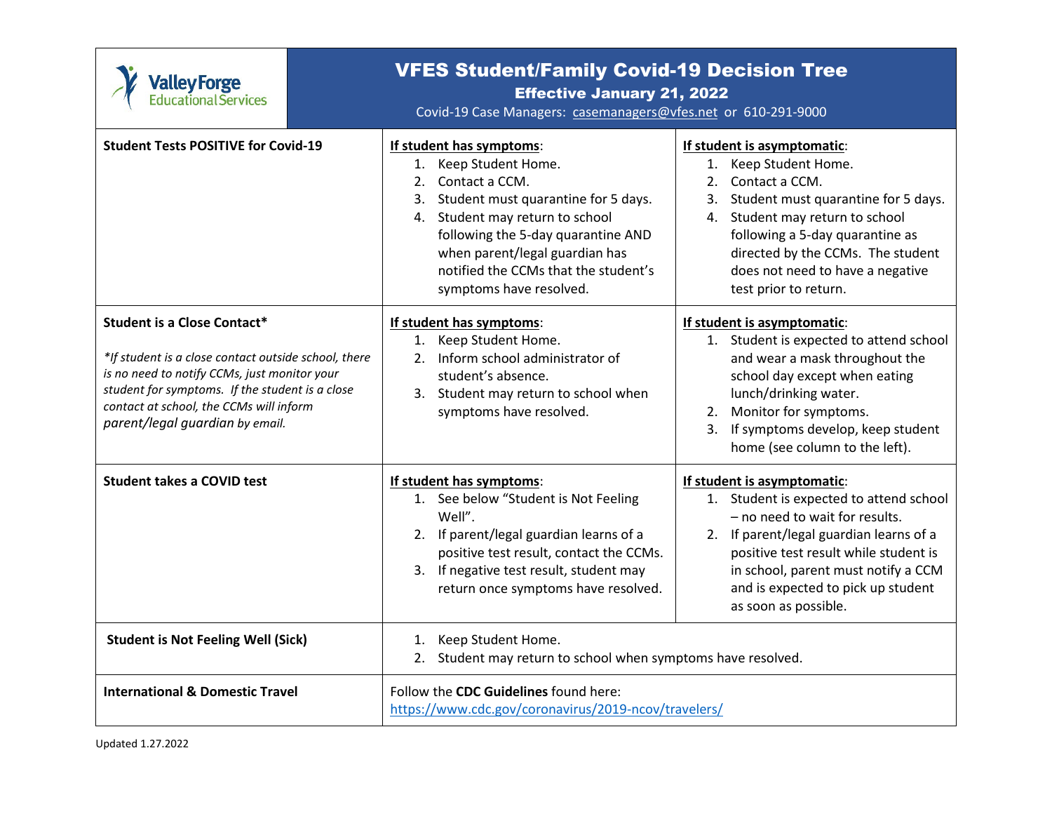# VFES Student/Family Covid-19 Decision Tree

**Effective January 21, 2022**

Covid-19 Case Managers: casemanagers@vfes.net or 610-291-9000

| | | |
|---|---|---|
| **Student Tests POSITIVE for Covid-19** | **If student has symptoms**:<br>1. Keep Student Home.<br>2. Contact a CCM.<br>3. Student must quarantine for 5 days.<br>4. Student may return to school following the 5-day quarantine AND when parent/legal guardian has notified the CCMs that the student's symptoms have resolved. | **If student is asymptomatic**:<br>1. Keep Student Home.<br>2. Contact a CCM.<br>3. Student must quarantine for 5 days.<br>4. Student may return to school following a 5-day quarantine as directed by the CCMs. The student does not need to have a negative test prior to return. |
| **Student is a Close Contact***<br><br>*\*If student is a close contact outside school, there is no need to notify CCMs, just monitor your student for symptoms. If the student is a close contact at school, the CCMs will inform parent/legal guardian by email.* | **If student has symptoms**:<br>1. Keep Student Home.<br>2. Inform school administrator of student's absence.<br>3. Student may return to school when symptoms have resolved. | **If student is asymptomatic**:<br>1. Student is expected to attend school and wear a mask throughout the school day except when eating lunch/drinking water.<br>2. Monitor for symptoms.<br>3. If symptoms develop, keep student home (see column to the left). |
| **Student takes a COVID test** | **If student has symptoms**:<br>1. See below "Student is Not Feeling Well".<br>2. If parent/legal guardian learns of a positive test result, contact the CCMs.<br>3. If negative test result, student may return once symptoms have resolved. | **If student is asymptomatic**:<br>1. Student is expected to attend school – no need to wait for results.<br>2. If parent/legal guardian learns of a positive test result while student is in school, parent must notify a CCM and is expected to pick up student as soon as possible. |
| **Student is Not Feeling Well (Sick)** | 1. Keep Student Home.<br>2. Student may return to school when symptoms have resolved. | |
| **International & Domestic Travel** | Follow the **CDC Guidelines** found here: https://www.cdc.gov/coronavirus/2019-ncov/travelers/ | |

Updated 1.27.2022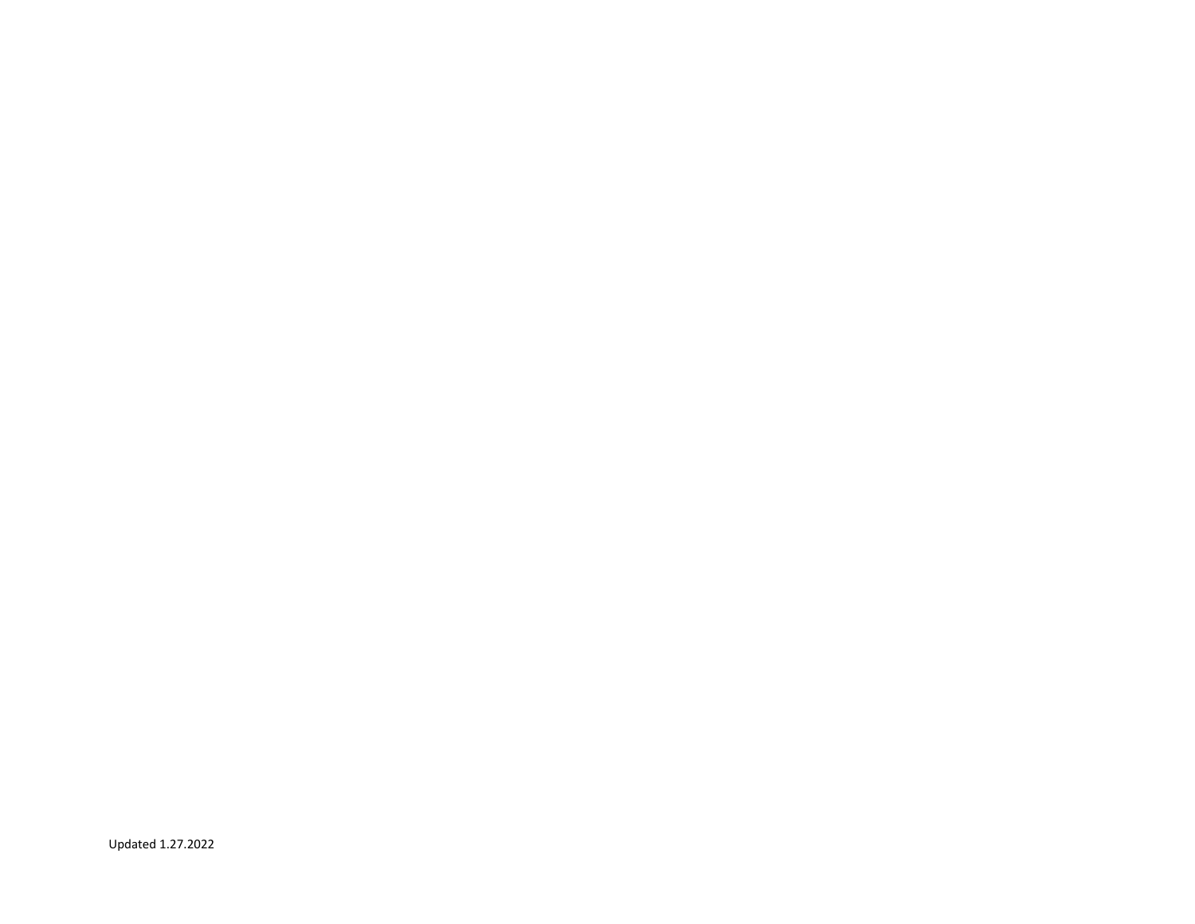Updated 1.27.2022